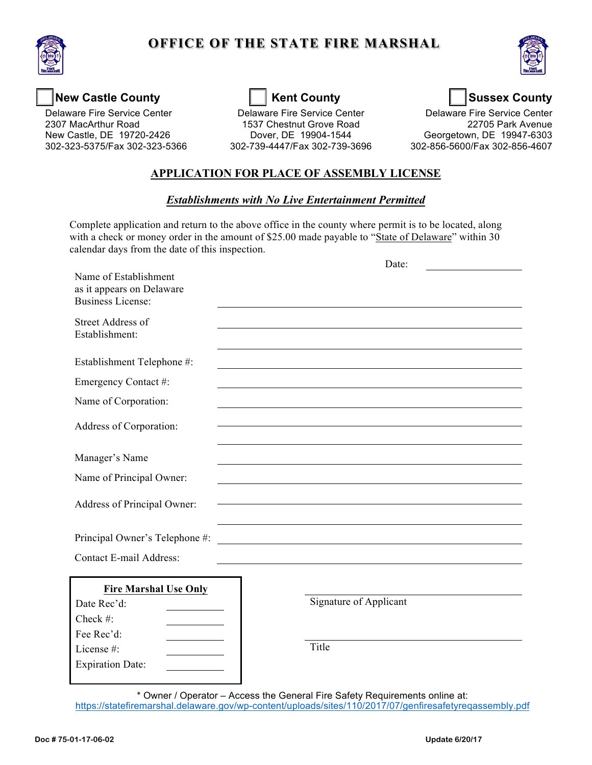# OFFICE OF THE STATE FIRE MARSHAL

☐ **New Castle County**
Delaware Fire Service Center
2307 MacArthur Road
New Castle, DE 19720-2426
302-323-5375/Fax 302-323-5366

☐ **Kent County**
Delaware Fire Service Center
1537 Chestnut Grove Road
Dover, DE 19904-1544
302-739-4447/Fax 302-739-3696

☐ **Sussex County**
Delaware Fire Service Center
22705 Park Avenue
Georgetown, DE 19947-6303
302-856-5600/Fax 302-856-4607

## APPLICATION FOR PLACE OF ASSEMBLY LICENSE

***Establishments with No Live Entertainment Permitted***

Complete application and return to the above office in the county where permit is to be located, along with a check or money order in the amount of $25.00 made payable to "State of Delaware" within 30 calendar days from the date of this inspection.

Date: ____________________

Name of Establishment as it appears on Delaware Business License: ____________________

Street Address of Establishment: ____________________

____________________

Establishment Telephone #: ____________________

Emergency Contact #: ____________________

Name of Corporation: ____________________

Address of Corporation: ____________________

____________________

Manager's Name ____________________

Name of Principal Owner: ____________________

Address of Principal Owner: ____________________

____________________

Principal Owner's Telephone #: ____________________

Contact E-mail Address: ____________________

| **Fire Marshal Use Only** | |
|---|---|
| Date Rec'd: | |
| Check #: | |
| Fee Rec'd: | |
| License #: | |
| Expiration Date: | |

____________________
Signature of Applicant

____________________
Title

\* Owner / Operator – Access the General Fire Safety Requirements online at:
https://statefiremarshal.delaware.gov/wp-content/uploads/sites/110/2017/07/genfiresafetyreqassembly.pdf

Doc # 75-01-17-06-02

Update 6/20/17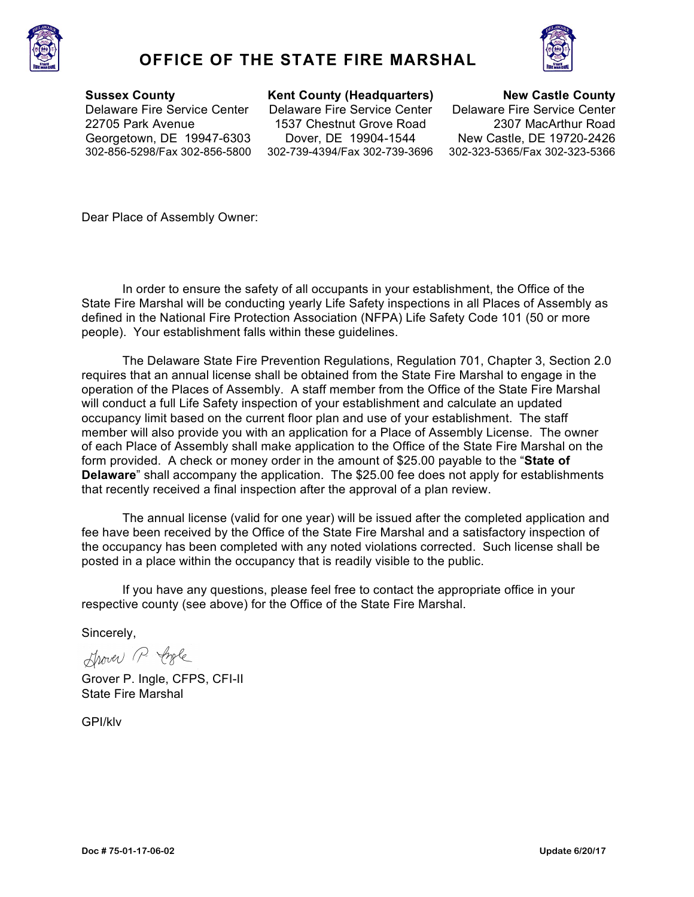# OFFICE OF THE STATE FIRE MARSHAL

**Sussex County**
Delaware Fire Service Center
22705 Park Avenue
Georgetown, DE 19947-6303
302-856-5298/Fax 302-856-5800

**Kent County (Headquarters)**
Delaware Fire Service Center
1537 Chestnut Grove Road
Dover, DE 19904-1544
302-739-4394/Fax 302-739-3696

**New Castle County**
Delaware Fire Service Center
2307 MacArthur Road
New Castle, DE 19720-2426
302-323-5365/Fax 302-323-5366

Dear Place of Assembly Owner:

In order to ensure the safety of all occupants in your establishment, the Office of the State Fire Marshal will be conducting yearly Life Safety inspections in all Places of Assembly as defined in the National Fire Protection Association (NFPA) Life Safety Code 101 (50 or more people). Your establishment falls within these guidelines.

The Delaware State Fire Prevention Regulations, Regulation 701, Chapter 3, Section 2.0 requires that an annual license shall be obtained from the State Fire Marshal to engage in the operation of the Places of Assembly. A staff member from the Office of the State Fire Marshal will conduct a full Life Safety inspection of your establishment and calculate an updated occupancy limit based on the current floor plan and use of your establishment. The staff member will also provide you with an application for a Place of Assembly License. The owner of each Place of Assembly shall make application to the Office of the State Fire Marshal on the form provided. A check or money order in the amount of $25.00 payable to the "**State of Delaware**" shall accompany the application. The $25.00 fee does not apply for establishments that recently received a final inspection after the approval of a plan review.

The annual license (valid for one year) will be issued after the completed application and fee have been received by the Office of the State Fire Marshal and a satisfactory inspection of the occupancy has been completed with any noted violations corrected. Such license shall be posted in a place within the occupancy that is readily visible to the public.

If you have any questions, please feel free to contact the appropriate office in your respective county (see above) for the Office of the State Fire Marshal.

Sincerely,

Grover P. Ingle, CFPS, CFI-II
State Fire Marshal

GPI/klv

Doc # 75-01-17-06-02

Update 6/20/17